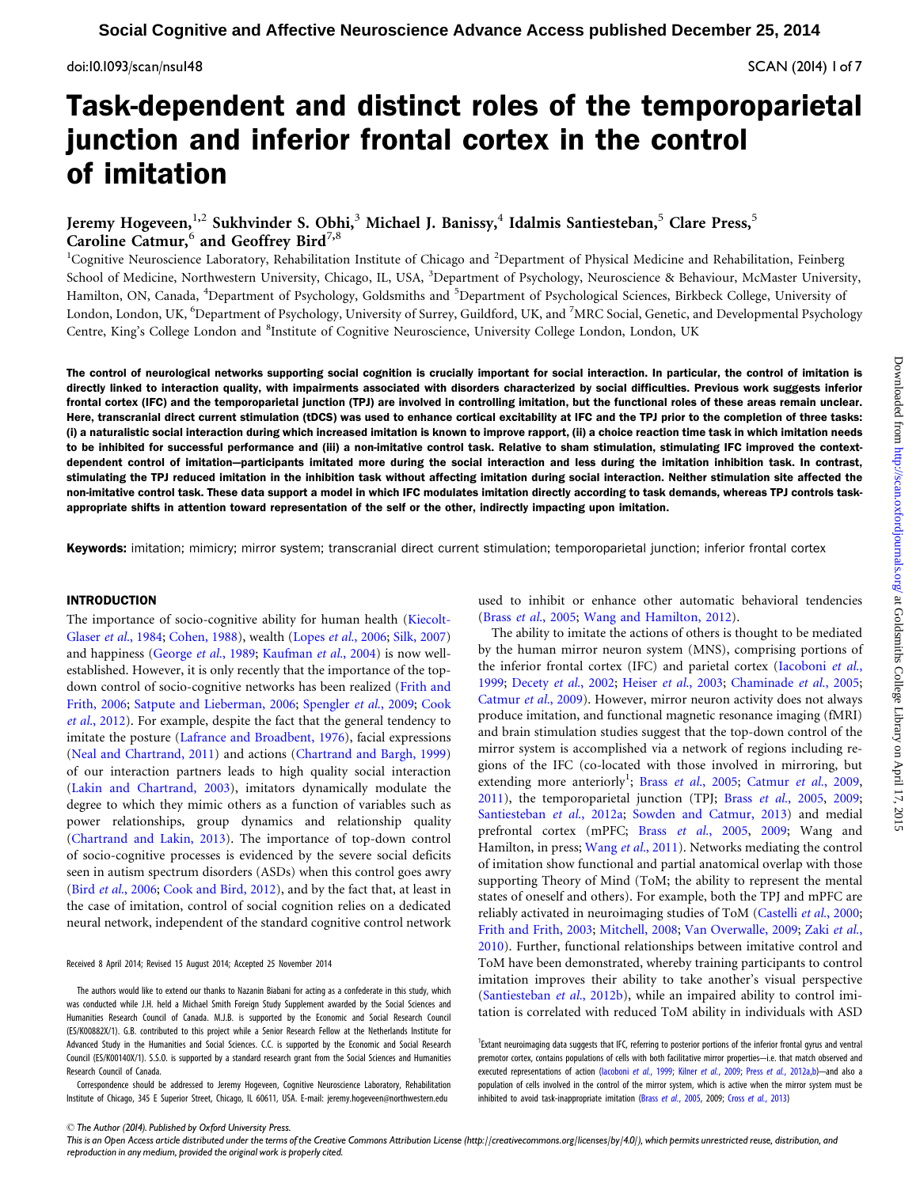# Task-dependent and distinct roles of the temporoparietal junction and inferior frontal cortex in the control of imitation

Jeremy Hogeveen,[1,2] Sukhvinder S. Obhi,[3] Michael J. Banissy,[4] Idalmis Santiesteban,[5] Clare Press,[5] Caroline Catmur,[6] and Geoffrey Bird[7,8]

[1]Cognitive Neuroscience Laboratory, Rehabilitation Institute of Chicago and [2]Department of Physical Medicine and Rehabilitation, Feinberg School of Medicine, Northwestern University, Chicago, IL, USA, [3]Department of Psychology, Neuroscience & Behaviour, McMaster University, Hamilton, ON, Canada, [4]Department of Psychology, Goldsmiths and [5]Department of Psychological Sciences, Birkbeck College, University of London, London, UK, [6]Department of Psychology, University of Surrey, Guildford, UK, and [7]MRC Social, Genetic, and Developmental Psychology Centre, King's College London and [8]Institute of Cognitive Neuroscience, University College London, London, UK

**The control of neurological networks supporting social cognition is crucially important for social interaction. In particular, the control of imitation is directly linked to interaction quality, with impairments associated with disorders characterized by social difficulties. Previous work suggests inferior frontal cortex (IFC) and the temporoparietal junction (TPJ) are involved in controlling imitation, but the functional roles of these areas remain unclear. Here, transcranial direct current stimulation (tDCS) was used to enhance cortical excitability at IFC and the TPJ prior to the completion of three tasks: (i) a naturalistic social interaction during which increased imitation is known to improve rapport, (ii) a choice reaction time task in which imitation needs to be inhibited for successful performance and (iii) a non-imitative control task. Relative to sham stimulation, stimulating IFC improved the context-dependent control of imitation—participants imitated more during the social interaction and less during the imitation inhibition task. In contrast, stimulating the TPJ reduced imitation in the inhibition task without affecting imitation during social interaction. Neither stimulation site affected the non-imitative control task. These data support a model in which IFC modulates imitation directly according to task demands, whereas TPJ controls task-appropriate shifts in attention toward representation of the self or the other, indirectly impacting upon imitation.**

**Keywords:** imitation; mimicry; mirror system; transcranial direct current stimulation; temporoparietal junction; inferior frontal cortex

## INTRODUCTION

The importance of socio-cognitive ability for human health (Kiecolt-Glaser *et al.*, 1984; Cohen, 1988), wealth (Lopes *et al.*, 2006; Silk, 2007) and happiness (George *et al.*, 1989; Kaufman *et al.*, 2004) is now well-established. However, it is only recently that the importance of the top-down control of socio-cognitive networks has been realized (Frith and Frith, 2006; Satpute and Lieberman, 2006; Spengler *et al.*, 2009; Cook *et al.*, 2012). For example, despite the fact that the general tendency to imitate the posture (Lafrance and Broadbent, 1976), facial expressions (Neal and Chartrand, 2011) and actions (Chartrand and Bargh, 1999) of our interaction partners leads to high quality social interaction (Lakin and Chartrand, 2003), imitators dynamically modulate the degree to which they mimic others as a function of variables such as power relationships, group dynamics and relationship quality (Chartrand and Lakin, 2013). The importance of top-down control of socio-cognitive processes is evidenced by the severe social deficits seen in autism spectrum disorders (ASDs) when this control goes awry (Bird *et al.*, 2006; Cook and Bird, 2012), and by the fact that, at least in the case of imitation, control of social cognition relies on a dedicated neural network, independent of the standard cognitive control network used to inhibit or enhance other automatic behavioral tendencies (Brass *et al.*, 2005; Wang and Hamilton, 2012).

The ability to imitate the actions of others is thought to be mediated by the human mirror neuron system (MNS), comprising portions of the inferior frontal cortex (IFC) and parietal cortex (Iacoboni *et al.*, 1999; Decety *et al.*, 2002; Heiser *et al.*, 2003; Chaminade *et al.*, 2005; Catmur *et al.*, 2009). However, mirror neuron activity does not always produce imitation, and functional magnetic resonance imaging (fMRI) and brain stimulation studies suggest that the top-down control of the mirror system is accomplished via a network of regions including regions of the IFC (co-located with those involved in mirroring, but extending more anteriorly[1]; Brass *et al.*, 2005; Catmur *et al.*, 2009, 2011), the temporoparietal junction (TPJ; Brass *et al.*, 2005, 2009; Santiesteban *et al.*, 2012a; Sowden and Catmur, 2013) and medial prefrontal cortex (mPFC; Brass *et al.*, 2005, 2009; Wang and Hamilton, in press; Wang *et al.*, 2011). Networks mediating the control of imitation show functional and partial anatomical overlap with those supporting Theory of Mind (ToM; the ability to represent the mental states of oneself and others). For example, both the TPJ and mPFC are reliably activated in neuroimaging studies of ToM (Castelli *et al.*, 2000; Frith and Frith, 2003; Mitchell, 2008; Van Overwalle, 2009; Zaki *et al.*, 2010). Further, functional relationships between imitative control and ToM have been demonstrated, whereby training participants to control imitation improves their ability to take another's visual perspective (Santiesteban *et al.*, 2012b), while an impaired ability to control imitation is correlated with reduced ToM ability in individuals with ASD

Received 8 April 2014; Revised 15 August 2014; Accepted 25 November 2014

The authors would like to extend our thanks to Nazanin Biabani for acting as a confederate in this study, which was conducted while J.H. held a Michael Smith Foreign Study Supplement awarded by the Social Sciences and Humanities Research Council of Canada. M.J.B. is supported by the Economic and Social Research Council (ES/K00882X/1). G.B. contributed to this project while a Senior Research Fellow at the Netherlands Institute for Advanced Study in the Humanities and Social Sciences. C.C. is supported by the Economic and Social Research Council (ES/K00140X/1). S.S.O. is supported by a standard research grant from the Social Sciences and Humanities Research Council of Canada.

Correspondence should be addressed to Jeremy Hogeveen, Cognitive Neuroscience Laboratory, Rehabilitation Institute of Chicago, 345 E Superior Street, Chicago, IL 60611, USA. E-mail: jeremy.hogeveen@northwestern.edu

[1]Extant neuroimaging data suggests that IFC, referring to posterior portions of the inferior frontal gyrus and ventral premotor cortex, contains populations of cells with both facilitative mirror properties—i.e. that match observed and executed representations of action (Iacoboni *et al.*, 1999; Kilner *et al.*, 2009; Press *et al.*, 2012a,b)—and also a population of cells involved in the control of the mirror system, which is active when the mirror system must be inhibited to avoid task-inappropriate imitation (Brass *et al.*, 2005, 2009; Cross *et al.*, 2013)

© The Author (2014). Published by Oxford University Press.

This is an Open Access article distributed under the terms of the Creative Commons Attribution License (http://creativecommons.org/licenses/by/4.0/), which permits unrestricted reuse, distribution, and reproduction in any medium, provided the original work is properly cited.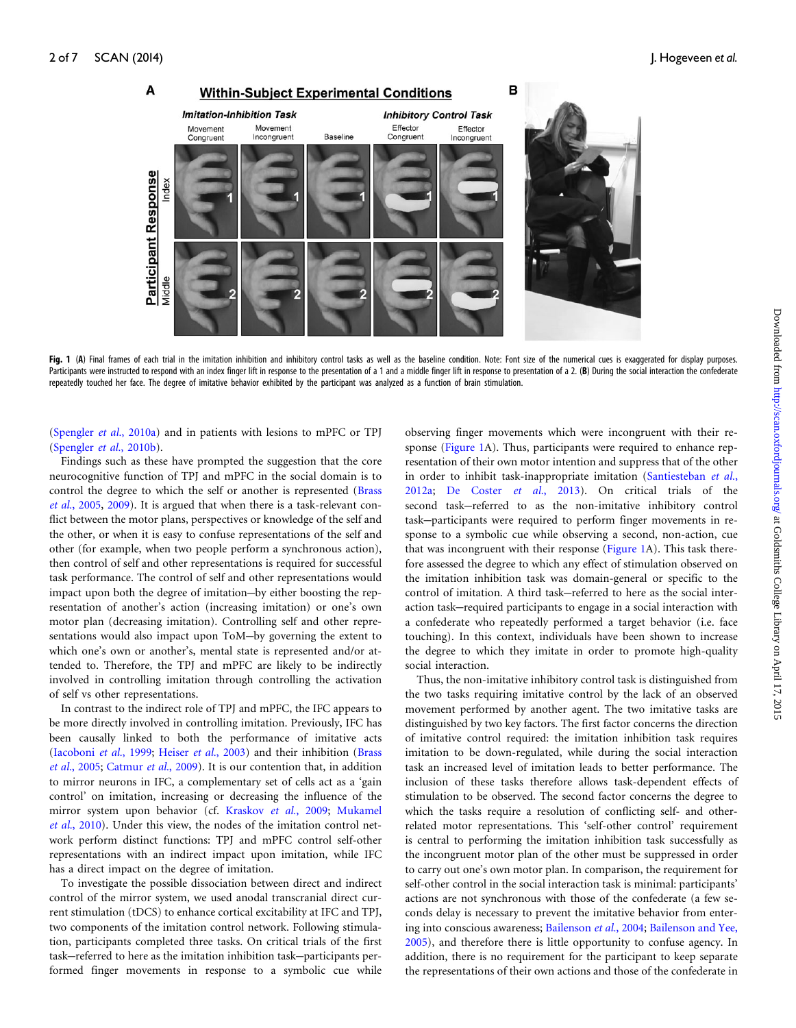A **Within-Subject Experimental Conditions**

*Imitation-Inhibition Task*

*Inhibitory Control Task*

Movement Congruent

Movement Incongruent

Baseline

Effector Congruent

Effector Incongruent

Participant Response

Index

Middle

1

2

B

**Fig. 1** (**A**) Final frames of each trial in the imitation inhibition and inhibitory control tasks as well as the baseline condition. Note: Font size of the numerical cues is exaggerated for display purposes. Participants were instructed to respond with an index finger lift in response to the presentation of a 1 and a middle finger lift in response to presentation of a 2. (**B**) During the social interaction the confederate repeatedly touched her face. The degree of imitative behavior exhibited by the participant was analyzed as a function of brain stimulation.

(Spengler *et al.*, 2010a) and in patients with lesions to mPFC or TPJ (Spengler *et al.*, 2010b).

Findings such as these have prompted the suggestion that the core neurocognitive function of TPJ and mPFC in the social domain is to control the degree to which the self or another is represented (Brass *et al.*, 2005, 2009). It is argued that when there is a task-relevant conflict between the motor plans, perspectives or knowledge of the self and the other, or when it is easy to confuse representations of the self and other (for example, when two people perform a synchronous action), then control of self and other representations is required for successful task performance. The control of self and other representations would impact upon both the degree of imitation—by either boosting the representation of another's action (increasing imitation) or one's own motor plan (decreasing imitation). Controlling self and other representations would also impact upon ToM—by governing the extent to which one's own or another's, mental state is represented and/or attended to. Therefore, the TPJ and mPFC are likely to be indirectly involved in controlling imitation through controlling the activation of self vs other representations.

In contrast to the indirect role of TPJ and mPFC, the IFC appears to be more directly involved in controlling imitation. Previously, IFC has been causally linked to both the performance of imitative acts (Iacoboni *et al.*, 1999; Heiser *et al.*, 2003) and their inhibition (Brass *et al.*, 2005; Catmur *et al.*, 2009). It is our contention that, in addition to mirror neurons in IFC, a complementary set of cells act as a 'gain control' on imitation, increasing or decreasing the influence of the mirror system upon behavior (cf. Kraskov *et al.*, 2009; Mukamel *et al.*, 2010). Under this view, the nodes of the imitation control network perform distinct functions: TPJ and mPFC control self-other representations with an indirect impact upon imitation, while IFC has a direct impact on the degree of imitation.

To investigate the possible dissociation between direct and indirect control of the mirror system, we used anodal transcranial direct current stimulation (tDCS) to enhance cortical excitability at IFC and TPJ, two components of the imitation control network. Following stimulation, participants completed three tasks. On critical trials of the first task—referred to here as the imitation inhibition task—participants performed finger movements in response to a symbolic cue while observing finger movements which were incongruent with their response (Figure 1A). Thus, participants were required to enhance representation of their own motor intention and suppress that of the other in order to inhibit task-inappropriate imitation (Santiesteban *et al.*, 2012a; De Coster *et al.*, 2013). On critical trials of the second task—referred to as the non-imitative inhibitory control task—participants were required to perform finger movements in response to a symbolic cue while observing a second, non-action, cue that was incongruent with their response (Figure 1A). This task therefore assessed the degree to which any effect of stimulation observed on the imitation inhibition task was domain-general or specific to the control of imitation. A third task—referred to here as the social interaction task—required participants to engage in a social interaction with a confederate who repeatedly performed a target behavior (i.e. face touching). In this context, individuals have been shown to increase the degree to which they imitate in order to promote high-quality social interaction.

Thus, the non-imitative inhibitory control task is distinguished from the two tasks requiring imitative control by the lack of an observed movement performed by another agent. The two imitative tasks are distinguished by two key factors. The first factor concerns the direction of imitative control required: the imitation inhibition task requires imitation to be down-regulated, while during the social interaction task an increased level of imitation leads to better performance. The inclusion of these tasks therefore allows task-dependent effects of stimulation to be observed. The second factor concerns the degree to which the tasks require a resolution of conflicting self- and other-related motor representations. This 'self-other control' requirement is central to performing the imitation inhibition task successfully as the incongruent motor plan of the other must be suppressed in order to carry out one's own motor plan. In comparison, the requirement for self-other control in the social interaction task is minimal: participants' actions are not synchronous with those of the confederate (a few seconds delay is necessary to prevent the imitative behavior from entering into conscious awareness; Bailenson *et al.*, 2004; Bailenson and Yee, 2005), and therefore there is little opportunity to confuse agency. In addition, there is no requirement for the participant to keep separate the representations of their own actions and those of the confederate in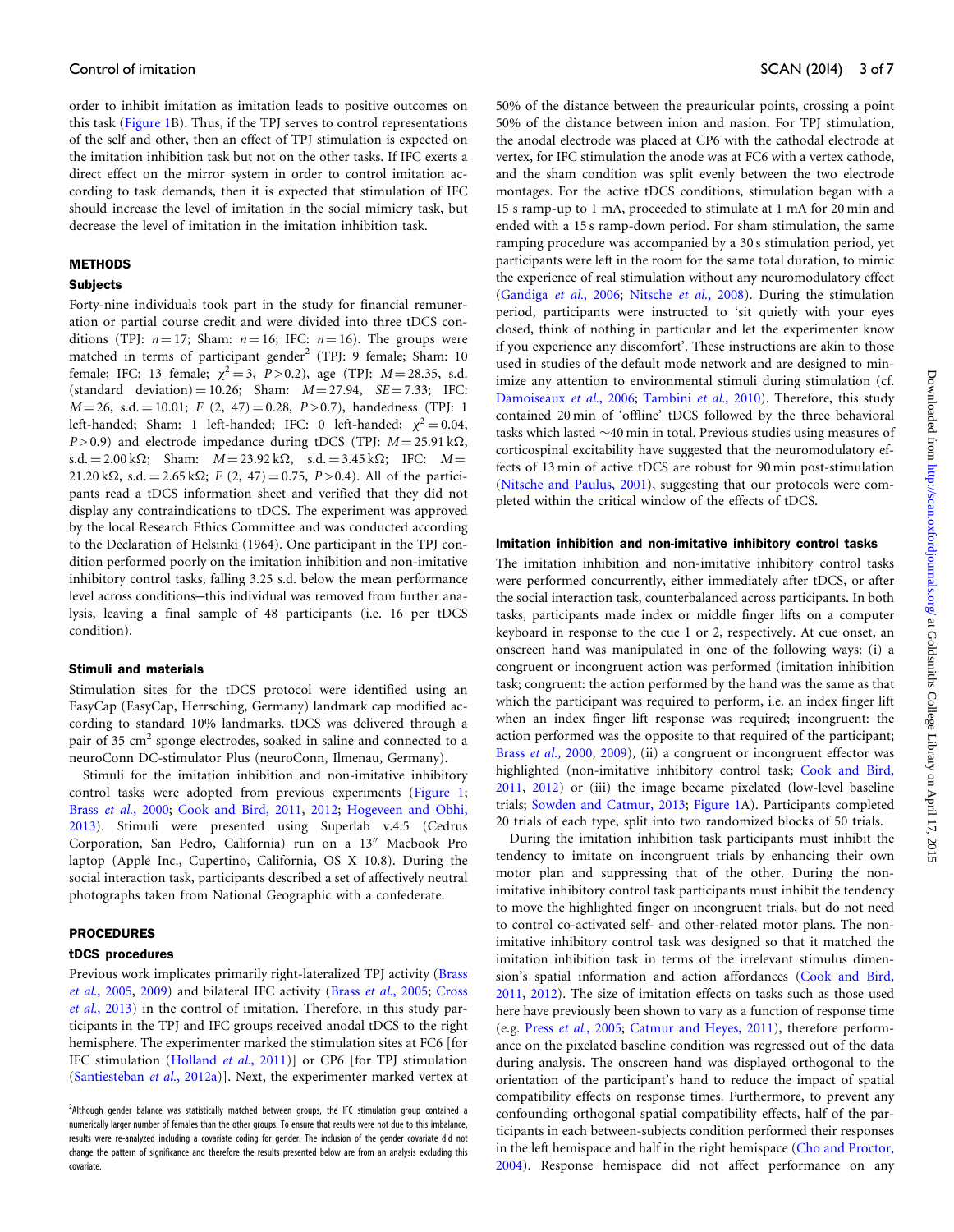order to inhibit imitation as imitation leads to positive outcomes on this task (Figure 1B). Thus, if the TPJ serves to control representations of the self and other, then an effect of TPJ stimulation is expected on the imitation inhibition task but not on the other tasks. If IFC exerts a direct effect on the mirror system in order to control imitation according to task demands, then it is expected that stimulation of IFC should increase the level of imitation in the social mimicry task, but decrease the level of imitation in the imitation inhibition task.

## METHODS

### Subjects

Forty-nine individuals took part in the study for financial remuneration or partial course credit and were divided into three tDCS conditions (TPJ: $n = 17$; Sham: $n = 16$; IFC: $n = 16$). The groups were matched in terms of participant gender[2] (TPJ: 9 female; Sham: 10 female; IFC: 13 female; $\chi^2 = 3$, $P > 0.2$), age (TPJ: $M = 28.35$, s.d. (standard deviation) = 10.26; Sham: $M = 27.94$, $SE = 7.33$; IFC: $M = 26$, s.d. = 10.01; $F$ (2, 47) = 0.28, $P > 0.7$), handedness (TPJ: 1 left-handed; Sham: 1 left-handed; IFC: 0 left-handed; $\chi^2 = 0.04$, $P > 0.9$) and electrode impedance during tDCS (TPJ: $M = 25.91$ kΩ, s.d. = 2.00 kΩ; Sham: $M = 23.92$ kΩ, s.d. = 3.45 kΩ; IFC: $M = 21.20$ kΩ, s.d. = 2.65 kΩ; $F$ (2, 47) = 0.75, $P > 0.4$). All of the participants read a tDCS information sheet and verified that they did not display any contraindications to tDCS. The experiment was approved by the local Research Ethics Committee and was conducted according to the Declaration of Helsinki (1964). One participant in the TPJ condition performed poorly on the imitation inhibition and non-imitative inhibitory control tasks, falling 3.25 s.d. below the mean performance level across conditions—this individual was removed from further analysis, leaving a final sample of 48 participants (i.e. 16 per tDCS condition).

### Stimuli and materials

Stimulation sites for the tDCS protocol were identified using an EasyCap (EasyCap, Herrsching, Germany) landmark cap modified according to standard 10% landmarks. tDCS was delivered through a pair of 35 cm$^2$ sponge electrodes, soaked in saline and connected to a neuroConn DC-stimulator Plus (neuroConn, Ilmenau, Germany).

Stimuli for the imitation inhibition and non-imitative inhibitory control tasks were adopted from previous experiments (Figure 1; Brass *et al.*, 2000; Cook and Bird, 2011, 2012; Hogeveen and Obhi, 2013). Stimuli were presented using Superlab v.4.5 (Cedrus Corporation, San Pedro, California) run on a 13″ Macbook Pro laptop (Apple Inc., Cupertino, California, OS X 10.8). During the social interaction task, participants described a set of affectively neutral photographs taken from National Geographic with a confederate.

## PROCEDURES

### tDCS procedures

Previous work implicates primarily right-lateralized TPJ activity (Brass *et al.*, 2005, 2009) and bilateral IFC activity (Brass *et al.*, 2005; Cross *et al.*, 2013) in the control of imitation. Therefore, in this study participants in the TPJ and IFC groups received anodal tDCS to the right hemisphere. The experimenter marked the stimulation sites at FC6 [for IFC stimulation (Holland *et al.*, 2011)] or CP6 [for TPJ stimulation (Santiesteban *et al.*, 2012a)]. Next, the experimenter marked vertex at 50% of the distance between the preauricular points, crossing a point 50% of the distance between inion and nasion. For TPJ stimulation, the anodal electrode was placed at CP6 with the cathodal electrode at vertex, for IFC stimulation the anode was at FC6 with a vertex cathode, and the sham condition was split evenly between the two electrode montages. For the active tDCS conditions, stimulation began with a 15 s ramp-up to 1 mA, proceeded to stimulate at 1 mA for 20 min and ended with a 15 s ramp-down period. For sham stimulation, the same ramping procedure was accompanied by a 30 s stimulation period, yet participants were left in the room for the same total duration, to mimic the experience of real stimulation without any neuromodulatory effect (Gandiga *et al.*, 2006; Nitsche *et al.*, 2008). During the stimulation period, participants were instructed to 'sit quietly with your eyes closed, think of nothing in particular and let the experimenter know if you experience any discomfort'. These instructions are akin to those used in studies of the default mode network and are designed to minimize any attention to environmental stimuli during stimulation (cf. Damoiseaux *et al.*, 2006; Tambini *et al.*, 2010). Therefore, this study contained 20 min of 'offline' tDCS followed by the three behavioral tasks which lasted ~40 min in total. Previous studies using measures of corticospinal excitability have suggested that the neuromodulatory effects of 13 min of active tDCS are robust for 90 min post-stimulation (Nitsche and Paulus, 2001), suggesting that our protocols were completed within the critical window of the effects of tDCS.

### Imitation inhibition and non-imitative inhibitory control tasks

The imitation inhibition and non-imitative inhibitory control tasks were performed concurrently, either immediately after tDCS, or after the social interaction task, counterbalanced across participants. In both tasks, participants made index or middle finger lifts on a computer keyboard in response to the cue 1 or 2, respectively. At cue onset, an onscreen hand was manipulated in one of the following ways: (i) a congruent or incongruent action was performed (imitation inhibition task; congruent: the action performed by the hand was the same as that which the participant was required to perform, i.e. an index finger lift when an index finger lift response was required; incongruent: the action performed was the opposite to that required of the participant; Brass *et al.*, 2000, 2009), (ii) a congruent or incongruent effector was highlighted (non-imitative inhibitory control task; Cook and Bird, 2011, 2012) or (iii) the image became pixelated (low-level baseline trials; Sowden and Catmur, 2013; Figure 1A). Participants completed 20 trials of each type, split into two randomized blocks of 50 trials.

During the imitation inhibition task participants must inhibit the tendency to imitate on incongruent trials by enhancing their own motor plan and suppressing that of the other. During the non-imitative inhibitory control task participants must inhibit the tendency to move the highlighted finger on incongruent trials, but do not need to control co-activated self- and other-related motor plans. The non-imitative inhibitory control task was designed so that it matched the imitation inhibition task in terms of the irrelevant stimulus dimension's spatial information and action affordances (Cook and Bird, 2011, 2012). The size of imitation effects on tasks such as those used here have previously been shown to vary as a function of response time (e.g. Press *et al.*, 2005; Catmur and Heyes, 2011), therefore performance on the pixelated baseline condition was regressed out of the data during analysis. The onscreen hand was displayed orthogonal to the orientation of the participant's hand to reduce the impact of spatial compatibility effects on response times. Furthermore, to prevent any confounding orthogonal spatial compatibility effects, half of the participants in each between-subjects condition performed their responses in the left hemispace and half in the right hemispace (Cho and Proctor, 2004). Response hemispace did not affect performance on any

[2]Although gender balance was statistically matched between groups, the IFC stimulation group contained a numerically larger number of females than the other groups. To ensure that results were not due to this imbalance, results were re-analyzed including a covariate coding for gender. The inclusion of the gender covariate did not change the pattern of significance and therefore the results presented below are from an analysis excluding this covariate.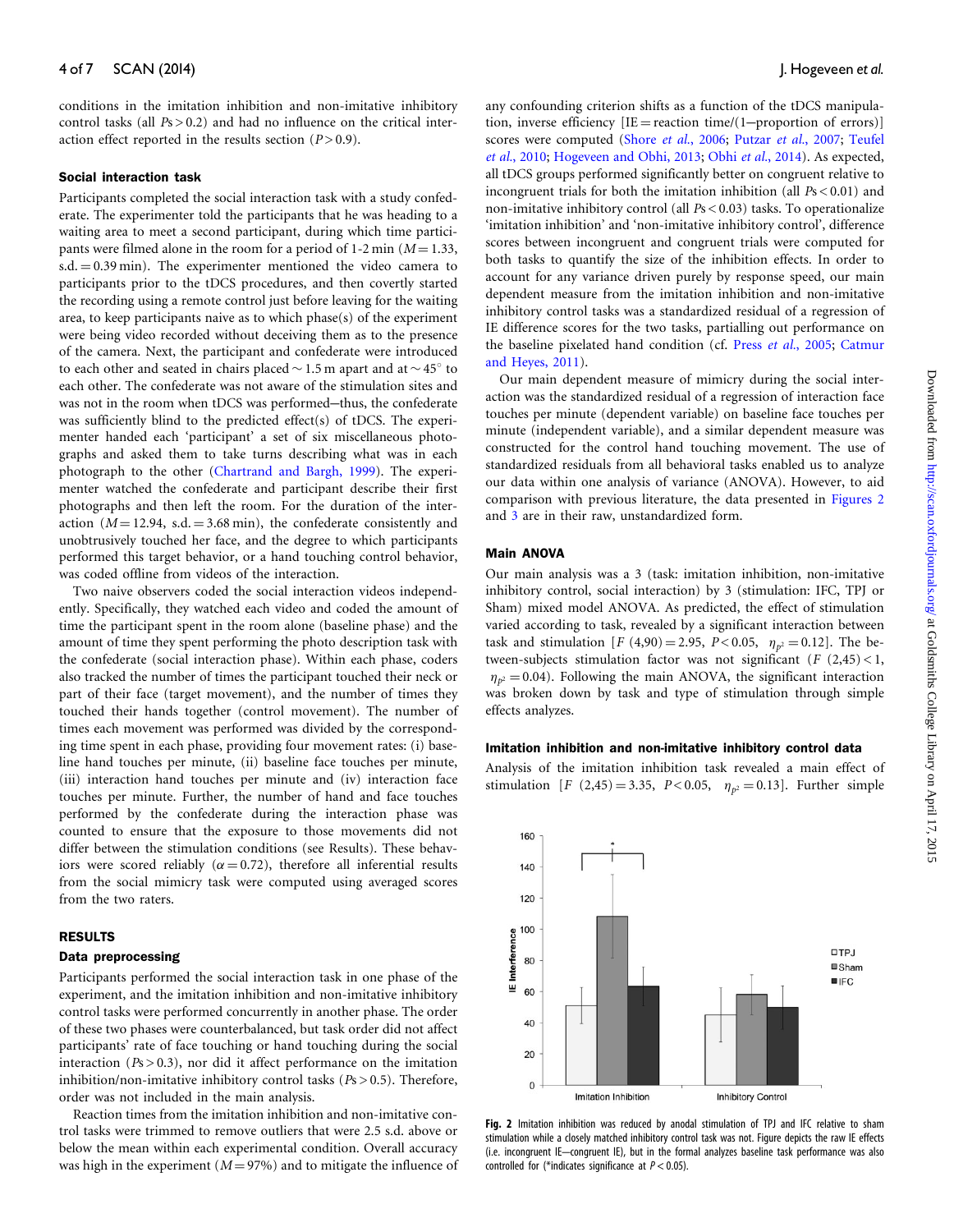conditions in the imitation inhibition and non-imitative inhibitory control tasks (all $P$s > 0.2) and had no influence on the critical interaction effect reported in the results section ($P$ > 0.9).

### Social interaction task

Participants completed the social interaction task with a study confederate. The experimenter told the participants that he was heading to a waiting area to meet a second participant, during which time participants were filmed alone in the room for a period of 1-2 min ($M$ = 1.33, s.d. = 0.39 min). The experimenter mentioned the video camera to participants prior to the tDCS procedures, and then covertly started the recording using a remote control just before leaving for the waiting area, to keep participants naive as to which phase(s) of the experiment were being video recorded without deceiving them as to the presence of the camera. Next, the participant and confederate were introduced to each other and seated in chairs placed ~1.5 m apart and at ~45° to each other. The confederate was not aware of the stimulation sites and was not in the room when tDCS was performed—thus, the confederate was sufficiently blind to the predicted effect(s) of tDCS. The experimenter handed each 'participant' a set of six miscellaneous photographs and asked them to take turns describing what was in each photograph to the other (Chartrand and Bargh, 1999). The experimenter watched the confederate and participant describe their first photographs and then left the room. For the duration of the interaction ($M$ = 12.94, s.d. = 3.68 min), the confederate consistently and unobtrusively touched her face, and the degree to which participants performed this target behavior, or a hand touching control behavior, was coded offline from videos of the interaction.

Two naive observers coded the social interaction videos independently. Specifically, they watched each video and coded the amount of time the participant spent in the room alone (baseline phase) and the amount of time they spent performing the photo description task with the confederate (social interaction phase). Within each phase, coders also tracked the number of times the participant touched their neck or part of their face (target movement), and the number of times they touched their hands together (control movement). The number of times each movement was performed was divided by the corresponding time spent in each phase, providing four movement rates: (i) baseline hand touches per minute, (ii) baseline face touches per minute, (iii) interaction hand touches per minute and (iv) interaction face touches per minute. Further, the number of hand and face touches performed by the confederate during the interaction phase was counted to ensure that the exposure to those movements did not differ between the stimulation conditions (see Results). These behaviors were scored reliably ($\alpha$ = 0.72), therefore all inferential results from the social mimicry task were computed using averaged scores from the two raters.

## RESULTS

### Data preprocessing

Participants performed the social interaction task in one phase of the experiment, and the imitation inhibition and non-imitative inhibitory control tasks were performed concurrently in another phase. The order of these two phases were counterbalanced, but task order did not affect participants' rate of face touching or hand touching during the social interaction ($P$s > 0.3), nor did it affect performance on the imitation inhibition/non-imitative inhibitory control tasks ($P$s > 0.5). Therefore, order was not included in the main analysis.

Reaction times from the imitation inhibition and non-imitative control tasks were trimmed to remove outliers that were 2.5 s.d. above or below the mean within each experimental condition. Overall accuracy was high in the experiment ($M$ = 97%) and to mitigate the influence of any confounding criterion shifts as a function of the tDCS manipulation, inverse efficiency [IE = reaction time/(1−proportion of errors)] scores were computed (Shore *et al.*, 2006; Putzar *et al.*, 2007; Teufel *et al.*, 2010; Hogeveen and Obhi, 2013; Obhi *et al.*, 2014). As expected, all tDCS groups performed significantly better on congruent relative to incongruent trials for both the imitation inhibition (all $P$s < 0.01) and non-imitative inhibitory control (all $P$s < 0.03) tasks. To operationalize 'imitation inhibition' and 'non-imitative inhibitory control', difference scores between incongruent and congruent trials were computed for both tasks to quantify the size of the inhibition effects. In order to account for any variance driven purely by response speed, our main dependent measure from the imitation inhibition and non-imitative inhibitory control tasks was a standardized residual of a regression of IE difference scores for the two tasks, partialling out performance on the baseline pixelated hand condition (cf. Press *et al.*, 2005; Catmur and Heyes, 2011).

Our main dependent measure of mimicry during the social interaction was the standardized residual of a regression of interaction face touches per minute (dependent variable) on baseline face touches per minute (independent variable), and a similar dependent measure was constructed for the control hand touching movement. The use of standardized residuals from all behavioral tasks enabled us to analyze our data within one analysis of variance (ANOVA). However, to aid comparison with previous literature, the data presented in Figures 2 and 3 are in their raw, unstandardized form.

### Main ANOVA

Our main analysis was a 3 (task: imitation inhibition, non-imitative inhibitory control, social interaction) by 3 (stimulation: IFC, TPJ or Sham) mixed model ANOVA. As predicted, the effect of stimulation varied according to task, revealed by a significant interaction between task and stimulation [$F$ (4,90) = 2.95, $P$ < 0.05, $\eta_{p^2}$ = 0.12]. The between-subjects stimulation factor was not significant ($F$ (2,45) < 1, $\eta_{p^2}$ = 0.04). Following the main ANOVA, the significant interaction was broken down by task and type of stimulation through simple effects analyzes.

### Imitation inhibition and non-imitative inhibitory control data

Analysis of the imitation inhibition task revealed a main effect of stimulation [$F$ (2,45) = 3.35, $P$ < 0.05, $\eta_{p^2}$ = 0.13]. Further simple

160
140
120
100
80
60
40
20
0
IE Interference
*
TPJ
Sham
IFC
Imitation Inhibition
Inhibitory Control

**Fig. 2** Imitation inhibition was reduced by anodal stimulation of TPJ and IFC relative to sham stimulation while a closely matched inhibitory control task was not. Figure depicts the raw IE effects (i.e. incongruent IE—congruent IE), but in the formal analyzes baseline task performance was also controlled for (*indicates significance at $P$ < 0.05).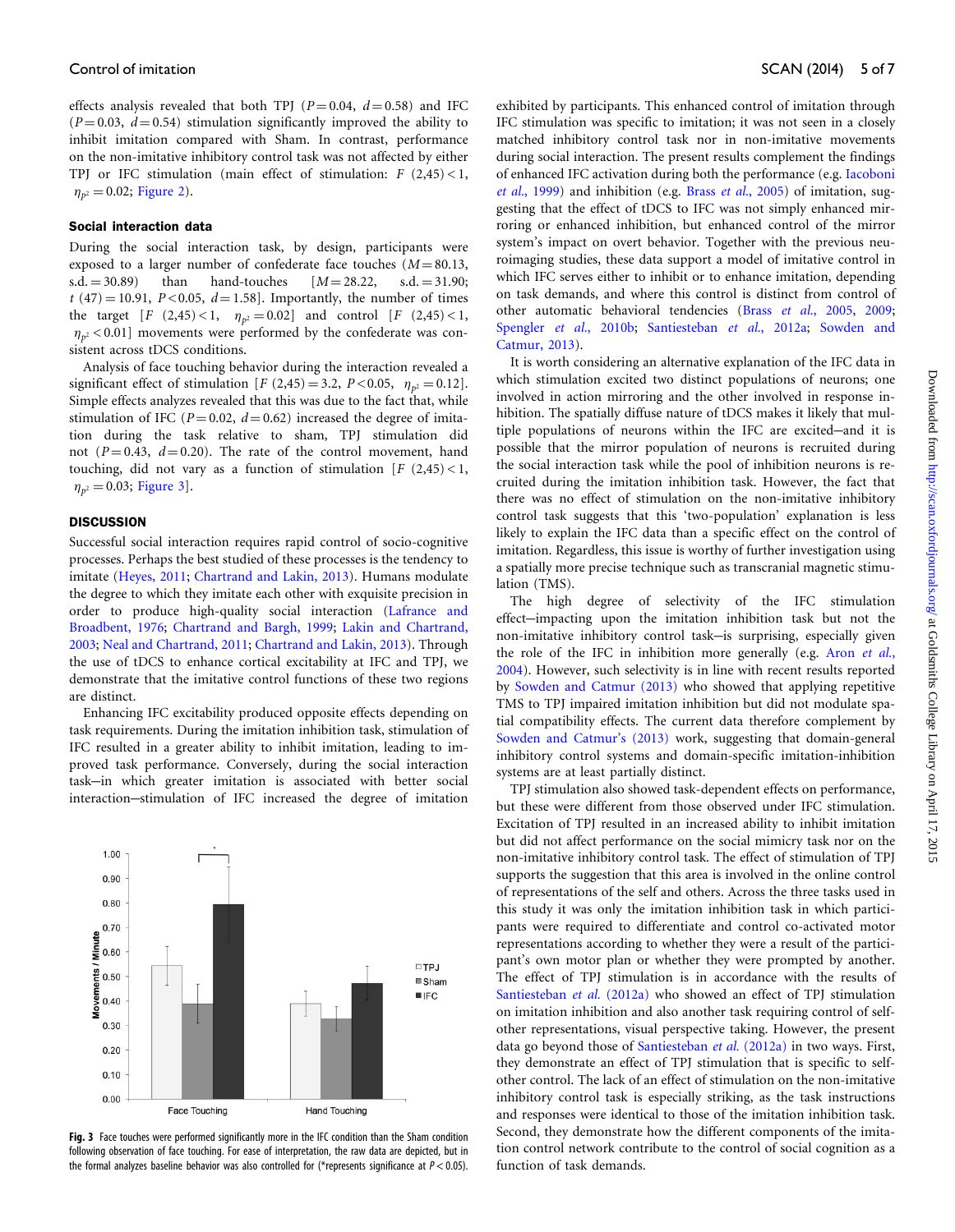effects analysis revealed that both TPJ ($P = 0.04$, $d = 0.58$) and IFC ($P = 0.03$, $d = 0.54$) stimulation significantly improved the ability to inhibit imitation compared with Sham. In contrast, performance on the non-imitative inhibitory control task was not affected by either TPJ or IFC stimulation (main effect of stimulation: $F$ (2,45) < 1, $\eta_{p^2} = 0.02$; Figure 2).

### Social interaction data

During the social interaction task, by design, participants were exposed to a larger number of confederate face touches ($M = 80.13$, s.d. = 30.89) than hand-touches [$M = 28.22$, s.d. = 31.90; $t$ (47) = 10.91, $P < 0.05$, $d = 1.58$]. Importantly, the number of times the target [$F$ (2,45) < 1, $\eta_{p^2} = 0.02$] and control [$F$ (2,45) < 1, $\eta_{p^2} < 0.01$] movements were performed by the confederate was consistent across tDCS conditions.

Analysis of face touching behavior during the interaction revealed a significant effect of stimulation [$F$ (2,45) = 3.2, $P < 0.05$, $\eta_{p^2} = 0.12$]. Simple effects analyzes revealed that this was due to the fact that, while stimulation of IFC ($P = 0.02$, $d = 0.62$) increased the degree of imitation during the task relative to sham, TPJ stimulation did not ($P = 0.43$, $d = 0.20$). The rate of the control movement, hand touching, did not vary as a function of stimulation [$F$ (2,45) < 1, $\eta_{p^2} = 0.03$; Figure 3].

## DISCUSSION

Successful social interaction requires rapid control of socio-cognitive processes. Perhaps the best studied of these processes is the tendency to imitate (Heyes, 2011; Chartrand and Lakin, 2013). Humans modulate the degree to which they imitate each other with exquisite precision in order to produce high-quality social interaction (Lafrance and Broadbent, 1976; Chartrand and Bargh, 1999; Lakin and Chartrand, 2003; Neal and Chartrand, 2011; Chartrand and Lakin, 2013). Through the use of tDCS to enhance cortical excitability at IFC and TPJ, we demonstrate that the imitative control functions of these two regions are distinct.

Enhancing IFC excitability produced opposite effects depending on task requirements. During the imitation inhibition task, stimulation of IFC resulted in a greater ability to inhibit imitation, leading to improved task performance. Conversely, during the social interaction task—in which greater imitation is associated with better social interaction—stimulation of IFC increased the degree of imitation

1.00
0.90
0.80
0.70
0.60
0.50
0.40
0.30
0.20
0.10
0.00
Movements / Minute
*
Face Touching
Hand Touching
TPJ
Sham
IFC

**Fig. 3** Face touches were performed significantly more in the IFC condition than the Sham condition following observation of face touching. For ease of interpretation, the raw data are depicted, but in the formal analyzes baseline behavior was also controlled for (*represents significance at $P < 0.05$).

exhibited by participants. This enhanced control of imitation through IFC stimulation was specific to imitation; it was not seen in a closely matched inhibitory control task nor in non-imitative movements during social interaction. The present results complement the findings of enhanced IFC activation during both the performance (e.g. Iacoboni *et al.*, 1999) and inhibition (e.g. Brass *et al.*, 2005) of imitation, suggesting that the effect of tDCS to IFC was not simply enhanced mirroring or enhanced inhibition, but enhanced control of the mirror system's impact on overt behavior. Together with the previous neuroimaging studies, these data support a model of imitative control in which IFC serves either to inhibit or to enhance imitation, depending on task demands, and where this control is distinct from control of other automatic behavioral tendencies (Brass *et al.*, 2005, 2009; Spengler *et al.*, 2010b; Santiesteban *et al.*, 2012a; Sowden and Catmur, 2013).

It is worth considering an alternative explanation of the IFC data in which stimulation excited two distinct populations of neurons; one involved in action mirroring and the other involved in response inhibition. The spatially diffuse nature of tDCS makes it likely that multiple populations of neurons within the IFC are excited—and it is possible that the mirror population of neurons is recruited during the social interaction task while the pool of inhibition neurons is recruited during the imitation inhibition task. However, the fact that there was no effect of stimulation on the non-imitative inhibitory control task suggests that this 'two-population' explanation is less likely to explain the IFC data than a specific effect on the control of imitation. Regardless, this issue is worthy of further investigation using a spatially more precise technique such as transcranial magnetic stimulation (TMS).

The high degree of selectivity of the IFC stimulation effect—impacting upon the imitation inhibition task but not the non-imitative inhibitory control task—is surprising, especially given the role of the IFC in inhibition more generally (e.g. Aron *et al.*, 2004). However, such selectivity is in line with recent results reported by Sowden and Catmur (2013) who showed that applying repetitive TMS to TPJ impaired imitation inhibition but did not modulate spatial compatibility effects. The current data therefore complement by Sowden and Catmur's (2013) work, suggesting that domain-general inhibitory control systems and domain-specific imitation-inhibition systems are at least partially distinct.

TPJ stimulation also showed task-dependent effects on performance, but these were different from those observed under IFC stimulation. Excitation of TPJ resulted in an increased ability to inhibit imitation but did not affect performance on the social mimicry task nor on the non-imitative inhibitory control task. The effect of stimulation of TPJ supports the suggestion that this area is involved in the online control of representations of the self and others. Across the three tasks used in this study it was only the imitation inhibition task in which participants were required to differentiate and control co-activated motor representations according to whether they were a result of the participant's own motor plan or whether they were prompted by another. The effect of TPJ stimulation is in accordance with the results of Santiesteban *et al.* (2012a) who showed an effect of TPJ stimulation on imitation inhibition and also another task requiring control of self-other representations, visual perspective taking. However, the present data go beyond those of Santiesteban *et al.* (2012a) in two ways. First, they demonstrate an effect of TPJ stimulation that is specific to self-other control. The lack of an effect of stimulation on the non-imitative inhibitory control task is especially striking, as the task instructions and responses were identical to those of the imitation inhibition task. Second, they demonstrate how the different components of the imitation control network contribute to the control of social cognition as a function of task demands.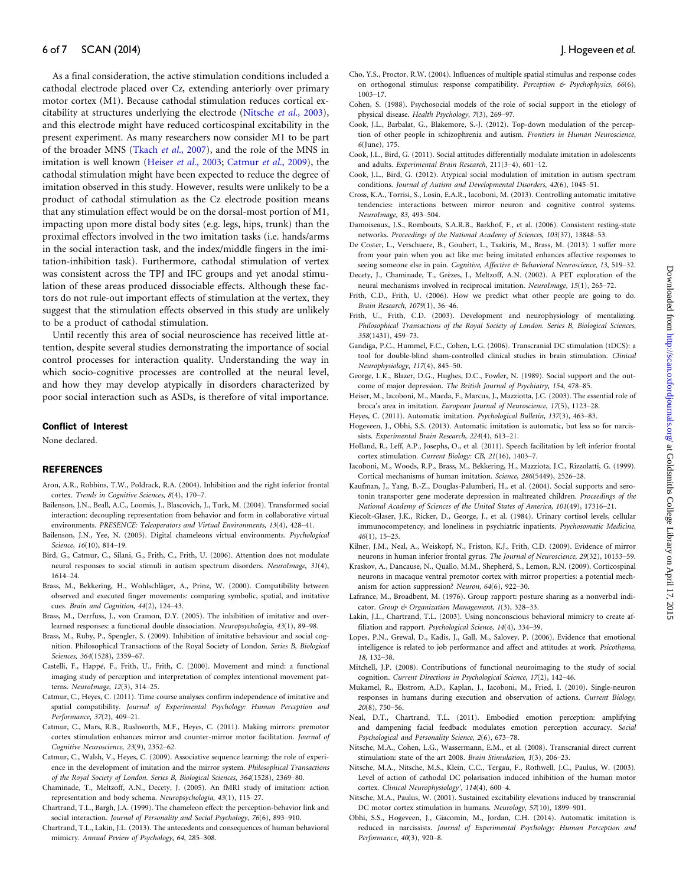As a final consideration, the active stimulation conditions included a cathodal electrode placed over Cz, extending anteriorly over primary motor cortex (M1). Because cathodal stimulation reduces cortical excitability at structures underlying the electrode (Nitsche *et al.*, 2003), and this electrode might have reduced corticospinal excitability in the present experiment. As many researchers now consider M1 to be part of the broader MNS (Tkach *et al.*, 2007), and the role of the MNS in imitation is well known (Heiser *et al.*, 2003; Catmur *et al.*, 2009), the cathodal stimulation might have been expected to reduce the degree of imitation observed in this study. However, results were unlikely to be a product of cathodal stimulation as the Cz electrode position means that any stimulation effect would be on the dorsal-most portion of M1, impacting upon more distal body sites (e.g. legs, hips, trunk) than the proximal effectors involved in the two imitation tasks (i.e. hands/arms in the social interaction task, and the index/middle fingers in the imitation-inhibition task). Furthermore, cathodal stimulation of vertex was consistent across the TPJ and IFC groups and yet anodal stimulation of these areas produced dissociable effects. Although these factors do not rule-out important effects of stimulation at the vertex, they suggest that the stimulation effects observed in this study are unlikely to be a product of cathodal stimulation.

Until recently this area of social neuroscience has received little attention, despite several studies demonstrating the importance of social control processes for interaction quality. Understanding the way in which socio-cognitive processes are controlled at the neural level, and how they may develop atypically in disorders characterized by poor social interaction such as ASDs, is therefore of vital importance.

## Conflict of Interest

None declared.

## REFERENCES

Aron, A.R., Robbins, T.W., Poldrack, R.A. (2004). Inhibition and the right inferior frontal cortex. *Trends in Cognitive Sciences*, *8*(4), 170–7.

Bailenson, J.N., Beall, A.C., Loomis, J., Blascovich, J., Turk, M. (2004). Transformed social interaction: decoupling representation from behavior and form in collaborative virtual environments. *PRESENCE: Teleoperators and Virtual Environments*, *13*(4), 428–41.

Bailenson, J.N., Yee, N. (2005). Digital chameleons virtual environments. *Psychological Science*, *16*(10), 814–19.

Bird, G., Catmur, C., Silani, G., Frith, C., Frith, U. (2006). Attention does not modulate neural responses to social stimuli in autism spectrum disorders. *NeuroImage*, *31*(4), 1614–24.

Brass, M., Bekkering, H., Wohlschläger, A., Prinz, W. (2000). Compatibility between observed and executed finger movements: comparing symbolic, spatial, and imitative cues. *Brain and Cognition*, *44*(2), 124–43.

Brass, M., Derrfuss, J., von Cramon, D.Y. (2005). The inhibition of imitative and overlearned responses: a functional double dissociation. *Neuropsychologia*, *43*(1), 89–98.

Brass, M., Ruby, P., Spengler, S. (2009). Inhibition of imitative behaviour and social cognition. Philosophical Transactions of the Royal Society of London. *Series B, Biological Sciences*, *364*(1528), 2359–67.

Castelli, F., Happé, F., Frith, U., Frith, C. (2000). Movement and mind: a functional imaging study of perception and interpretation of complex intentional movement patterns. *NeuroImage*, *12*(3), 314–25.

Catmur, C., Heyes, C. (2011). Time course analyses confirm independence of imitative and spatial compatibility. *Journal of Experimental Psychology: Human Perception and Performance*, *37*(2), 409–21.

Catmur, C., Mars, R.B., Rushworth, M.F., Heyes, C. (2011). Making mirrors: premotor cortex stimulation enhances mirror and counter-mirror motor facilitation. *Journal of Cognitive Neuroscience*, *23*(9), 2352–62.

Catmur, C., Walsh, V., Heyes, C. (2009). Associative sequence learning: the role of experience in the development of imitation and the mirror system. *Philosophical Transactions of the Royal Society of London. Series B, Biological Sciences*, *364*(1528), 2369–80.

Chaminade, T., Meltzoff, A.N., Decety, J. (2005). An fMRI study of imitation: action representation and body schema. *Neuropsychologia*, *43*(1), 115–27.

Chartrand, T.L., Bargh, J.A. (1999). The chameleon effect: the perception-behavior link and social interaction. *Journal of Personality and Social Psychology*, *76*(6), 893–910.

Chartrand, T.L., Lakin, J.L. (2013). The antecedents and consequences of human behavioral mimicry. *Annual Peview of Psychology*, *64*, 285–308.

Cho, Y.S., Proctor, R.W. (2004). Influences of multiple spatial stimulus and response codes on orthogonal stimulus: response compatibility. *Perception & Psychophysics*, *66*(6), 1003–17.

Cohen, S. (1988). Psychosocial models of the role of social support in the etiology of physical disease. *Health Psychology*, *7*(3), 269–97.

Cook, J.L., Barbalat, G., Blakemore, S.-J. (2012). Top-down modulation of the perception of other people in schizophrenia and autism. *Frontiers in Human Neuroscience*, *6*(June), 175.

Cook, J.L., Bird, G. (2011). Social attitudes differentially modulate imitation in adolescents and adults. *Experimental Brain Research*, 211(3–4), 601–12.

Cook, J.L., Bird, G. (2012). Atypical social modulation of imitation in autism spectrum conditions. *Journal of Autism and Developmental Disorders*, *42*(6), 1045–51.

Cross, K.A., Torrisi, S., Losin, E.A.R., Iacoboni, M. (2013). Controlling automatic imitative tendencies: interactions between mirror neuron and cognitive control systems. *NeuroImage*, *83*, 493–504.

Damoiseaux, J.S., Rombouts, S.A.R.B., Barkhof, F., et al. (2006). Consistent resting-state networks. *Proceedings of the National Academy of Sciences*, *103*(37), 13848–53.

De Coster, L., Verschuere, B., Goubert, L., Tsakiris, M., Brass, M. (2013). I suffer more from your pain when you act like me: being imitated enhances affective responses to seeing someone else in pain. *Cognitive, Affective & Behavioral Neuroscience*, *13*, 519–32.

Decety, J., Chaminade, T., Grèzes, J., Meltzoff, A.N. (2002). A PET exploration of the neural mechanisms involved in reciprocal imitation. *NeuroImage*, *15*(1), 265–72.

Frith, C.D., Frith, U. (2006). How we predict what other people are going to do. *Brain Research*, *1079*(1), 36–46.

Frith, U., Frith, C.D. (2003). Development and neurophysiology of mentalizing. *Philosophical Transactions of the Royal Society of London. Series B, Biological Sciences*, *358*(1431), 459–73.

Gandiga, P.C., Hummel, F.C., Cohen, L.G. (2006). Transcranial DC stimulation (tDCS): a tool for double-blind sham-controlled clinical studies in brain stimulation. *Clinical Neurophysiology*, *117*(4), 845–50.

George, L.K., Blazer, D.G., Hughes, D.C., Fowler, N. (1989). Social support and the outcome of major depression. *The British Journal of Psychiatry*, *154*, 478–85.

Heiser, M., Iacoboni, M., Maeda, F., Marcus, J., Mazziotta, J.C. (2003). The essential role of broca's area in imitation. *European Journal of Neuroscience*, *17*(5), 1123–28.

Heyes, C. (2011). Automatic imitation. *Psychological Bulletin*, *137*(3), 463–83.

Hogeveen, J., Obhi, S.S. (2013). Automatic imitation is automatic, but less so for narcissists. *Experimental Brain Research*, *224*(4), 613–21.

Holland, R., Leff, A.P., Josephs, O., et al. (2011). Speech facilitation by left inferior frontal cortex stimulation. *Current Biology: CB*, *21*(16), 1403–7.

Iacoboni, M., Woods, R.P., Brass, M., Bekkering, H., Mazziota, J.C., Rizzolatti, G. (1999). Cortical mechanisms of human imitation. *Science*, *286*(5449), 2526–28.

Kaufman, J., Yang, B.-Z., Douglas-Palumberi, H., et al. (2004). Social supports and serotonin transporter gene moderate depression in maltreated children. *Proceedings of the National Academy of Sciences of the United States of America*, *101*(49), 17316–21.

Kiecolt-Glaser, J.K., Ricker, D., George, J., et al. (1984). Urinary cortisol levels, cellular immunocompetency, and loneliness in psychiatric inpatients. *Psychosomatic Medicine*, *46*(1), 15–23.

Kilner, J.M., Neal, A., Weiskopf, N., Friston, K.J., Frith, C.D. (2009). Evidence of mirror neurons in human inferior frontal gyrus. *The Journal of Neuroscience*, *29*(32), 10153–59.

Kraskov, A., Dancause, N., Quallo, M.M., Shepherd, S., Lemon, R.N. (2009). Corticospinal neurons in macaque ventral premotor cortex with mirror properties: a potential mechanism for action suppression? *Neuron*, *64*(6), 922–30.

Lafrance, M., Broadbent, M. (1976). Group rapport: posture sharing as a nonverbal indicator. *Group & Organization Management*, *1*(3), 328–33.

Lakin, J.L., Chartrand, T.L. (2003). Using nonconscious behavioral mimicry to create affiliation and rapport. *Psychological Science*, *14*(4), 334–39.

Lopes, P.N., Grewal, D., Kadis, J., Gall, M., Salovey, P. (2006). Evidence that emotional intelligence is related to job performance and affect and attitudes at work. *Psicothema*, *18*, 132–38.

Mitchell, J.P. (2008). Contributions of functional neuroimaging to the study of social cognition. *Current Directions in Psychological Science*, *17*(2), 142–46.

Mukamel, R., Ekstrom, A.D., Kaplan, J., Iacoboni, M., Fried, I. (2010). Single-neuron responses in humans during execution and observation of actions. *Current Biology*, *20*(8), 750–56.

Neal, D.T., Chartrand, T.L. (2011). Embodied emotion perception: amplifying and dampening facial feedback modulates emotion perception accuracy. *Social Psychological and Personality Science*, *2*(6), 673–78.

Nitsche, M.A., Cohen, L.G., Wassermann, E.M., et al. (2008). Transcranial direct current stimulation: state of the art 2008. *Brain Stimulation*, *1*(3), 206–23.

Nitsche, M.A., Nitsche, M.S., Klein, C.C., Tergau, F., Rothwell, J.C., Paulus, W. (2003). Level of action of cathodal DC polarisation induced inhibition of the human motor cortex. *Clinical Neurophysiology'*, *114*(4), 600–4.

Nitsche, M.A., Paulus, W. (2001). Sustained excitability elevations induced by transcranial DC motor cortex stimulation in humans. *Neurology*, *57*(10), 1899–901.

Obhi, S.S., Hogeveen, J., Giacomin, M., Jordan, C.H. (2014). Automatic imitation is reduced in narcissists. *Journal of Experimental Psychology: Human Perception and Performance*, *40*(3), 920–8.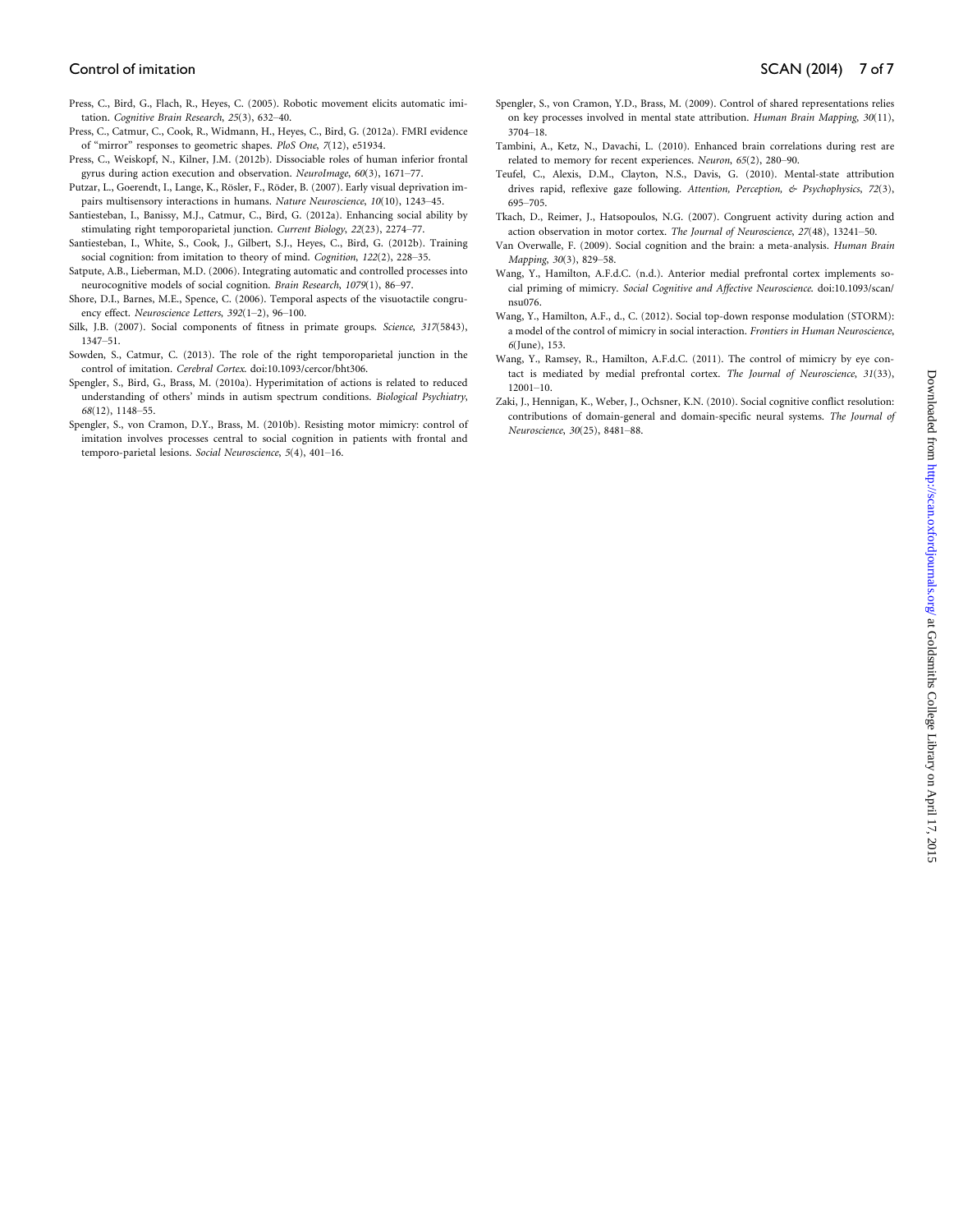Press, C., Bird, G., Flach, R., Heyes, C. (2005). Robotic movement elicits automatic imitation. *Cognitive Brain Research*, *25*(3), 632–40.

Press, C., Catmur, C., Cook, R., Widmann, H., Heyes, C., Bird, G. (2012a). FMRI evidence of "mirror" responses to geometric shapes. *PloS One*, *7*(12), e51934.

Press, C., Weiskopf, N., Kilner, J.M. (2012b). Dissociable roles of human inferior frontal gyrus during action execution and observation. *NeuroImage*, *60*(3), 1671–77.

Putzar, L., Goerendt, I., Lange, K., Rösler, F., Röder, B. (2007). Early visual deprivation impairs multisensory interactions in humans. *Nature Neuroscience*, *10*(10), 1243–45.

Santiesteban, I., Banissy, M.J., Catmur, C., Bird, G. (2012a). Enhancing social ability by stimulating right temporoparietal junction. *Current Biology*, *22*(23), 2274–77.

Santiesteban, I., White, S., Cook, J., Gilbert, S.J., Heyes, C., Bird, G. (2012b). Training social cognition: from imitation to theory of mind. *Cognition*, *122*(2), 228–35.

Satpute, A.B., Lieberman, M.D. (2006). Integrating automatic and controlled processes into neurocognitive models of social cognition. *Brain Research*, *1079*(1), 86–97.

Shore, D.I., Barnes, M.E., Spence, C. (2006). Temporal aspects of the visuotactile congruency effect. *Neuroscience Letters*, *392*(1–2), 96–100.

Silk, J.B. (2007). Social components of fitness in primate groups. *Science*, *317*(5843), 1347–51.

Sowden, S., Catmur, C. (2013). The role of the right temporoparietal junction in the control of imitation. *Cerebral Cortex*. doi:10.1093/cercor/bht306.

Spengler, S., Bird, G., Brass, M. (2010a). Hyperimitation of actions is related to reduced understanding of others' minds in autism spectrum conditions. *Biological Psychiatry*, *68*(12), 1148–55.

Spengler, S., von Cramon, D.Y., Brass, M. (2010b). Resisting motor mimicry: control of imitation involves processes central to social cognition in patients with frontal and temporo-parietal lesions. *Social Neuroscience*, *5*(4), 401–16.

Spengler, S., von Cramon, Y.D., Brass, M. (2009). Control of shared representations relies on key processes involved in mental state attribution. *Human Brain Mapping*, *30*(11), 3704–18.

Tambini, A., Ketz, N., Davachi, L. (2010). Enhanced brain correlations during rest are related to memory for recent experiences. *Neuron*, *65*(2), 280–90.

Teufel, C., Alexis, D.M., Clayton, N.S., Davis, G. (2010). Mental-state attribution drives rapid, reflexive gaze following. *Attention, Perception, & Psychophysics*, *72*(3), 695–705.

Tkach, D., Reimer, J., Hatsopoulos, N.G. (2007). Congruent activity during action and action observation in motor cortex. *The Journal of Neuroscience*, *27*(48), 13241–50.

Van Overwalle, F. (2009). Social cognition and the brain: a meta-analysis. *Human Brain Mapping*, *30*(3), 829–58.

Wang, Y., Hamilton, A.F.d.C. (n.d.). Anterior medial prefrontal cortex implements social priming of mimicry. *Social Cognitive and Affective Neuroscience*. doi:10.1093/scan/nsu076.

Wang, Y., Hamilton, A.F., d., C. (2012). Social top-down response modulation (STORM): a model of the control of mimicry in social interaction. *Frontiers in Human Neuroscience*, *6*(June), 153.

Wang, Y., Ramsey, R., Hamilton, A.F.d.C. (2011). The control of mimicry by eye contact is mediated by medial prefrontal cortex. *The Journal of Neuroscience*, *31*(33), 12001–10.

Zaki, J., Hennigan, K., Weber, J., Ochsner, K.N. (2010). Social cognitive conflict resolution: contributions of domain-general and domain-specific neural systems. *The Journal of Neuroscience*, *30*(25), 8481–88.